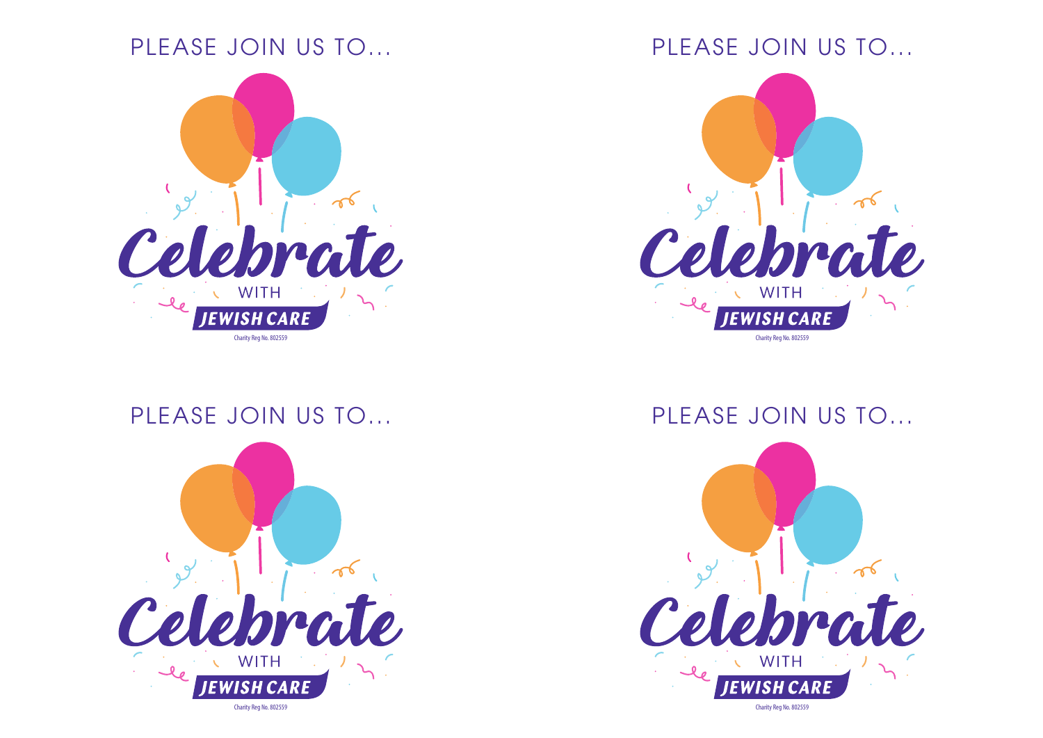PLEASE JOIN US TO...

Celebrate

WITH

JEWISH CARE

Charity Reg No. 802559

PLEASE JOIN US TO...

Celebrate

WITH

JEWISH CARE

Charity Reg No. 802559

PLEASE JOIN US TO...

Celebrate

WITH

JEWISH CARE

Charity Reg No. 802559

PLEASE JOIN US TO...

Celebrate

WITH

JEWISH CARE

Charity Reg No. 802559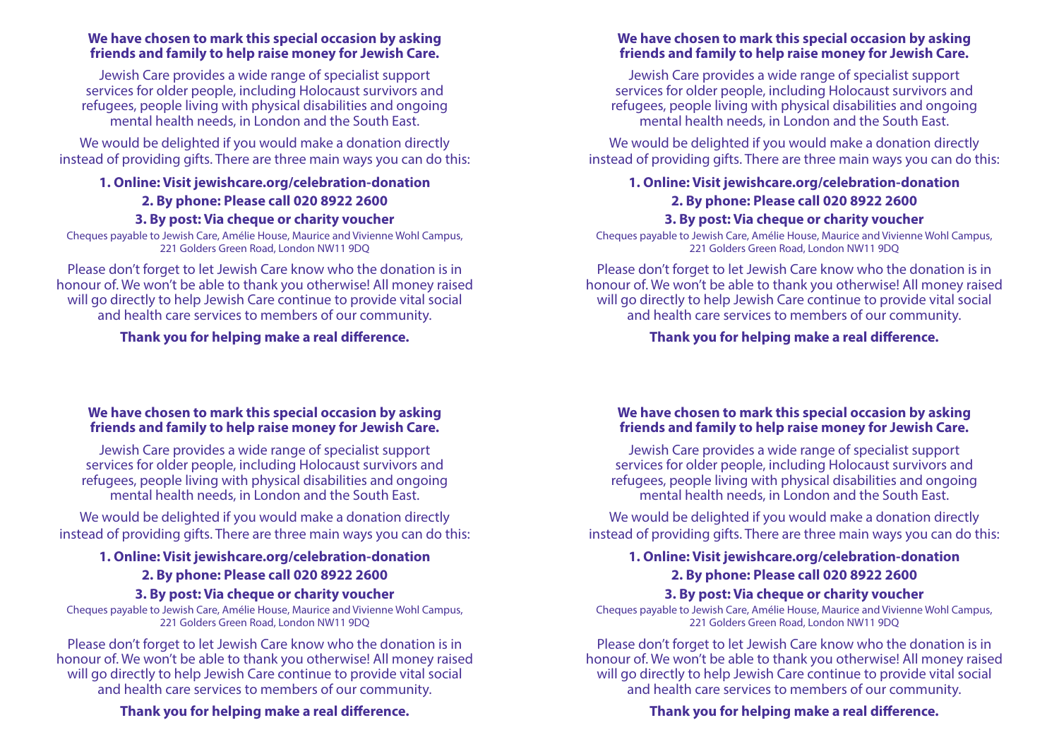**We have chosen to mark this special occasion by asking friends and family to help raise money for Jewish Care.**

Jewish Care provides a wide range of specialist support services for older people, including Holocaust survivors and refugees, people living with physical disabilities and ongoing mental health needs, in London and the South East.

We would be delighted if you would make a donation directly instead of providing gifts. There are three main ways you can do this:

**1. Online: Visit jewishcare.org/celebration-donation**

**2. By phone: Please call 020 8922 2600**

**3. By post: Via cheque or charity voucher**

Cheques payable to Jewish Care, Amélie House, Maurice and Vivienne Wohl Campus, 221 Golders Green Road, London NW11 9DQ

Please don't forget to let Jewish Care know who the donation is in honour of. We won't be able to thank you otherwise! All money raised will go directly to help Jewish Care continue to provide vital social and health care services to members of our community.

**Thank you for helping make a real difference.**

**We have chosen to mark this special occasion by asking friends and family to help raise money for Jewish Care.**

Jewish Care provides a wide range of specialist support services for older people, including Holocaust survivors and refugees, people living with physical disabilities and ongoing mental health needs, in London and the South East.

We would be delighted if you would make a donation directly instead of providing gifts. There are three main ways you can do this:

**1. Online: Visit jewishcare.org/celebration-donation**

**2. By phone: Please call 020 8922 2600**

**3. By post: Via cheque or charity voucher**

Cheques payable to Jewish Care, Amélie House, Maurice and Vivienne Wohl Campus, 221 Golders Green Road, London NW11 9DQ

Please don't forget to let Jewish Care know who the donation is in honour of. We won't be able to thank you otherwise! All money raised will go directly to help Jewish Care continue to provide vital social and health care services to members of our community.

**Thank you for helping make a real difference.**

**We have chosen to mark this special occasion by asking friends and family to help raise money for Jewish Care.**

Jewish Care provides a wide range of specialist support services for older people, including Holocaust survivors and refugees, people living with physical disabilities and ongoing mental health needs, in London and the South East.

We would be delighted if you would make a donation directly instead of providing gifts. There are three main ways you can do this:

**1. Online: Visit jewishcare.org/celebration-donation**

**2. By phone: Please call 020 8922 2600**

**3. By post: Via cheque or charity voucher**

Cheques payable to Jewish Care, Amélie House, Maurice and Vivienne Wohl Campus, 221 Golders Green Road, London NW11 9DQ

Please don't forget to let Jewish Care know who the donation is in honour of. We won't be able to thank you otherwise! All money raised will go directly to help Jewish Care continue to provide vital social and health care services to members of our community.

**Thank you for helping make a real difference.**

**We have chosen to mark this special occasion by asking friends and family to help raise money for Jewish Care.**

Jewish Care provides a wide range of specialist support services for older people, including Holocaust survivors and refugees, people living with physical disabilities and ongoing mental health needs, in London and the South East.

We would be delighted if you would make a donation directly instead of providing gifts. There are three main ways you can do this:

**1. Online: Visit jewishcare.org/celebration-donation**

**2. By phone: Please call 020 8922 2600**

**3. By post: Via cheque or charity voucher**

Cheques payable to Jewish Care, Amélie House, Maurice and Vivienne Wohl Campus, 221 Golders Green Road, London NW11 9DQ

Please don't forget to let Jewish Care know who the donation is in honour of. We won't be able to thank you otherwise! All money raised will go directly to help Jewish Care continue to provide vital social and health care services to members of our community.

**Thank you for helping make a real difference.**